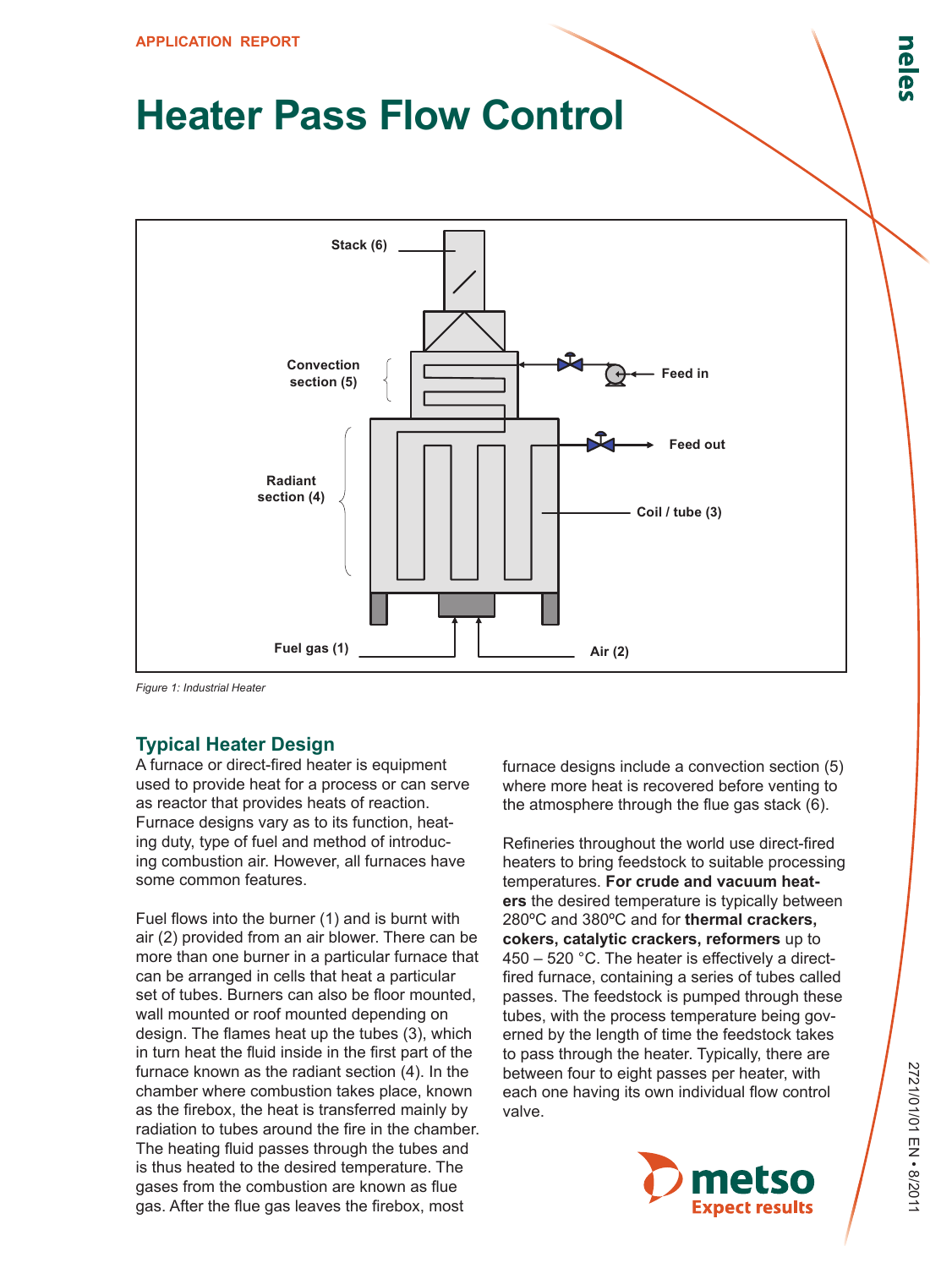APPLICATION REPORT

# Heater Pass Flow Control

Figure 1: Industrial Heater

## Typical Heater Design

A furnace or direct-fired heater is equipment used to provide heat for a process or can serve as reactor that provides heats of reaction. Furnace designs vary as to its function, heating duty, type of fuel and method of introducing combustion air. However, all furnaces have some common features.

Fuel flows into the burner (1) and is burnt with air (2) provided from an air blower. There can be more than one burner in a particular furnace that can be arranged in cells that heat a particular set of tubes. Burners can also be floor mounted, wall mounted or roof mounted depending on design. The flames heat up the tubes (3), which in turn heat the fluid inside in the first part of the furnace known as the radiant section (4). In the chamber where combustion takes place, known as the firebox, the heat is transferred mainly by radiation to tubes around the fire in the chamber. The heating fluid passes through the tubes and is thus heated to the desired temperature. The gases from the combustion are known as flue gas. After the flue gas leaves the firebox, most furnace designs include a convection section (5) where more heat is recovered before venting to the atmosphere through the flue gas stack (6).

Refineries throughout the world use direct-fired heaters to bring feedstock to suitable processing temperatures. **For crude and vacuum heaters** the desired temperature is typically between 280ºC and 380ºC and for **thermal crackers, cokers, catalytic crackers, reformers** up to 450 – 520 °C. The heater is effectively a direct-fired furnace, containing a series of tubes called passes. The feedstock is pumped through these tubes, with the process temperature being governed by the length of time the feedstock takes to pass through the heater. Typically, there are between four to eight passes per heater, with each one having its own individual flow control valve.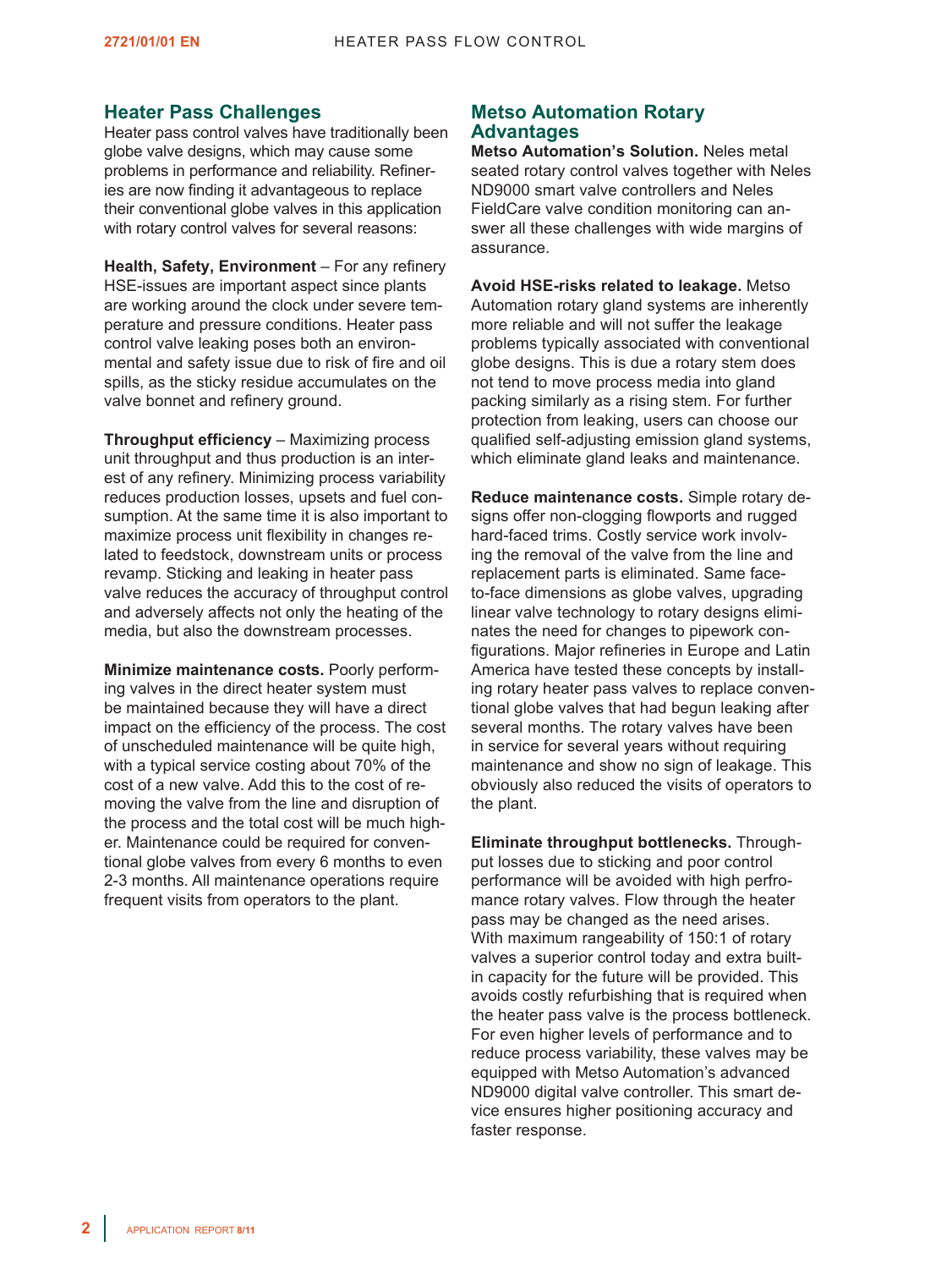## Heater Pass Challenges

Heater pass control valves have traditionally been globe valve designs, which may cause some problems in performance and reliability. Refineries are now finding it advantageous to replace their conventional globe valves in this application with rotary control valves for several reasons:

**Health, Safety, Environment** – For any refinery HSE-issues are important aspect since plants are working around the clock under severe temperature and pressure conditions. Heater pass control valve leaking poses both an environmental and safety issue due to risk of fire and oil spills, as the sticky residue accumulates on the valve bonnet and refinery ground.

**Throughput efficiency** – Maximizing process unit throughput and thus production is an interest of any refinery. Minimizing process variability reduces production losses, upsets and fuel consumption. At the same time it is also important to maximize process unit flexibility in changes related to feedstock, downstream units or process revamp. Sticking and leaking in heater pass valve reduces the accuracy of throughput control and adversely affects not only the heating of the media, but also the downstream processes.

**Minimize maintenance costs.** Poorly performing valves in the direct heater system must be maintained because they will have a direct impact on the efficiency of the process. The cost of unscheduled maintenance will be quite high, with a typical service costing about 70% of the cost of a new valve. Add this to the cost of removing the valve from the line and disruption of the process and the total cost will be much higher. Maintenance could be required for conventional globe valves from every 6 months to even 2-3 months. All maintenance operations require frequent visits from operators to the plant.

## Metso Automation Rotary Advantages

**Metso Automation's Solution.** Neles metal seated rotary control valves together with Neles ND9000 smart valve controllers and Neles FieldCare valve condition monitoring can answer all these challenges with wide margins of assurance.

**Avoid HSE-risks related to leakage.** Metso Automation rotary gland systems are inherently more reliable and will not suffer the leakage problems typically associated with conventional globe designs. This is due a rotary stem does not tend to move process media into gland packing similarly as a rising stem. For further protection from leaking, users can choose our qualified self-adjusting emission gland systems, which eliminate gland leaks and maintenance.

**Reduce maintenance costs.** Simple rotary designs offer non-clogging flowports and rugged hard-faced trims. Costly service work involving the removal of the valve from the line and replacement parts is eliminated. Same face-to-face dimensions as globe valves, upgrading linear valve technology to rotary designs eliminates the need for changes to pipework configurations. Major refineries in Europe and Latin America have tested these concepts by installing rotary heater pass valves to replace conventional globe valves that had begun leaking after several months. The rotary valves have been in service for several years without requiring maintenance and show no sign of leakage. This obviously also reduced the visits of operators to the plant.

**Eliminate throughput bottlenecks.** Throughput losses due to sticking and poor control performance will be avoided with high perfromance rotary valves. Flow through the heater pass may be changed as the need arises. With maximum rangeability of 150:1 of rotary valves a superior control today and extra built-in capacity for the future will be provided. This avoids costly refurbishing that is required when the heater pass valve is the process bottleneck. For even higher levels of performance and to reduce process variability, these valves may be equipped with Metso Automation's advanced ND9000 digital valve controller. This smart device ensures higher positioning accuracy and faster response.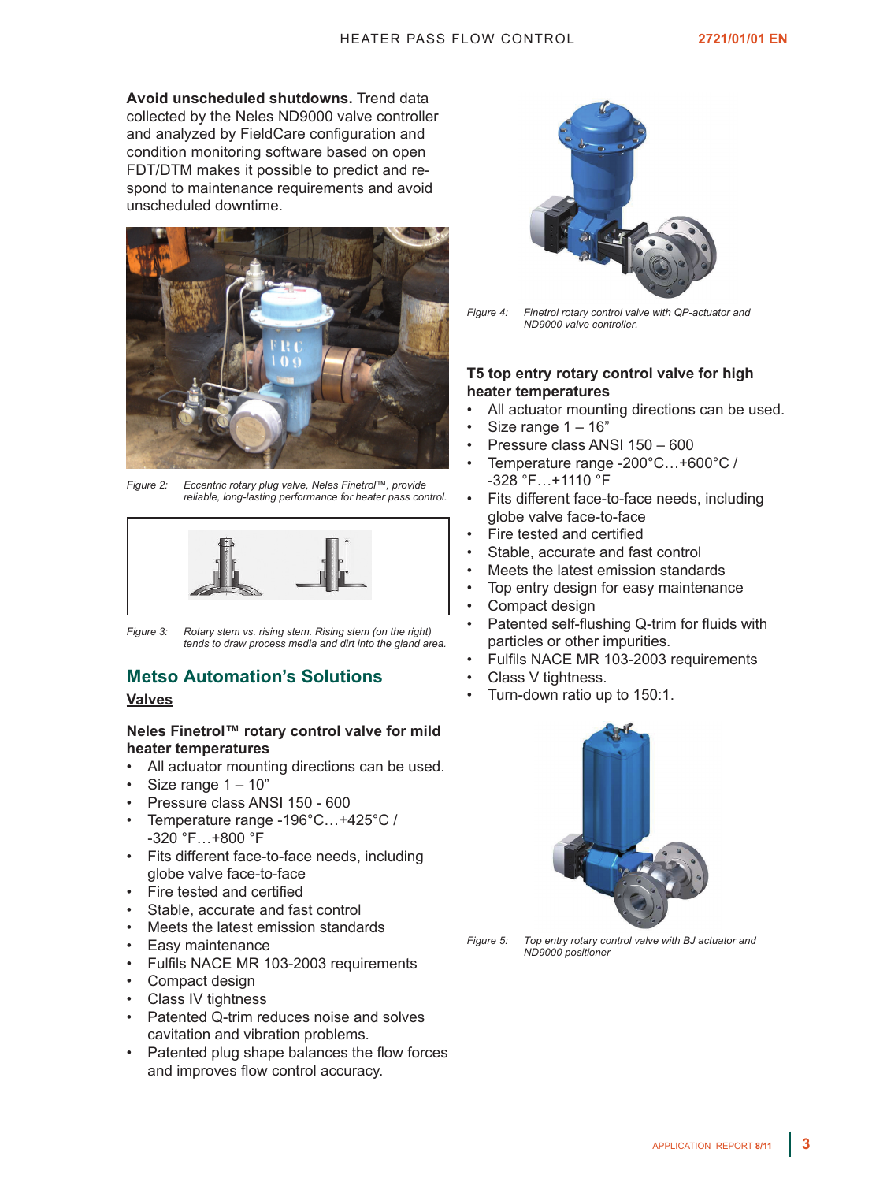**Avoid unscheduled shutdowns.** Trend data collected by the Neles ND9000 valve controller and analyzed by FieldCare configuration and condition monitoring software based on open FDT/DTM makes it possible to predict and respond to maintenance requirements and avoid unscheduled downtime.

*Figure 2: Eccentric rotary plug valve, Neles Finetrol™, provide reliable, long-lasting performance for heater pass control.*

*Figure 3: Rotary stem vs. rising stem. Rising stem (on the right) tends to draw process media and dirt into the gland area.*

## Metso Automation's Solutions

### Valves

**Neles Finetrol™ rotary control valve for mild heater temperatures**

- All actuator mounting directions can be used.
- Size range 1 – 10"
- Pressure class ANSI 150 - 600
- Temperature range -196°C…+425°C / -320 °F…+800 °F
- Fits different face-to-face needs, including globe valve face-to-face
- Fire tested and certified
- Stable, accurate and fast control
- Meets the latest emission standards
- Easy maintenance
- Fulfils NACE MR 103-2003 requirements
- Compact design
- Class IV tightness
- Patented Q-trim reduces noise and solves cavitation and vibration problems.
- Patented plug shape balances the flow forces and improves flow control accuracy.

*Figure 4: Finetrol rotary control valve with QP-actuator and ND9000 valve controller.*

**T5 top entry rotary control valve for high heater temperatures**

- All actuator mounting directions can be used.
- Size range 1 – 16"
- Pressure class ANSI 150 – 600
- Temperature range -200°C…+600°C / -328 °F…+1110 °F
- Fits different face-to-face needs, including globe valve face-to-face
- Fire tested and certified
- Stable, accurate and fast control
- Meets the latest emission standards
- Top entry design for easy maintenance
- Compact design
- Patented self-flushing Q-trim for fluids with particles or other impurities.
- Fulfils NACE MR 103-2003 requirements
- Class V tightness.
- Turn-down ratio up to 150:1.

*Figure 5: Top entry rotary control valve with BJ actuator and ND9000 positioner*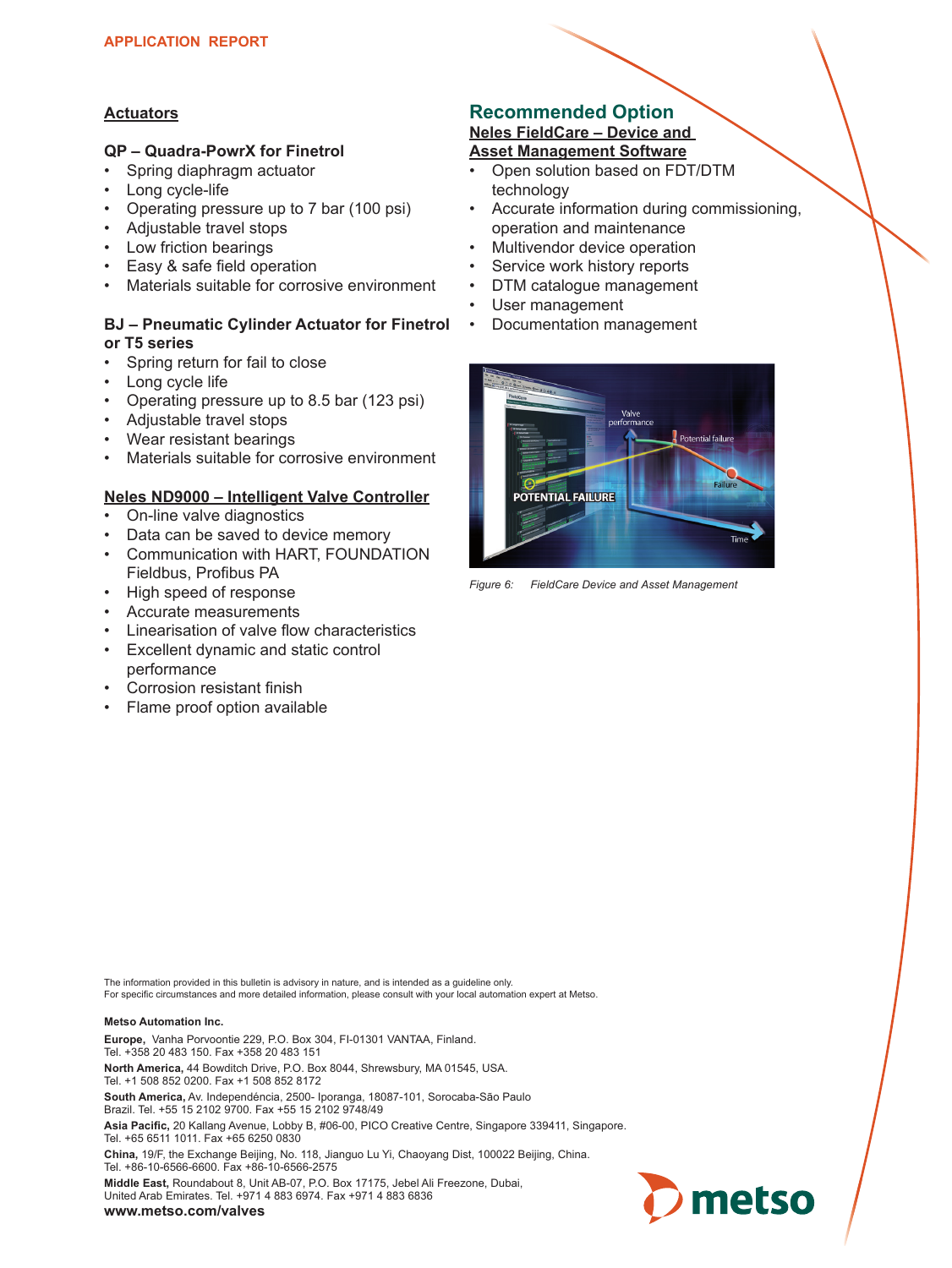## Actuators

### QP – Quadra-PowrX for Finetrol

- Spring diaphragm actuator
- Long cycle-life
- Operating pressure up to 7 bar (100 psi)
- Adjustable travel stops
- Low friction bearings
- Easy & safe field operation
- Materials suitable for corrosive environment

### BJ – Pneumatic Cylinder Actuator for Finetrol or T5 series

- Spring return for fail to close
- Long cycle life
- Operating pressure up to 8.5 bar (123 psi)
- Adjustable travel stops
- Wear resistant bearings
- Materials suitable for corrosive environment

### Neles ND9000 – Intelligent Valve Controller

- On-line valve diagnostics
- Data can be saved to device memory
- Communication with HART, FOUNDATION Fieldbus, Profibus PA
- High speed of response
- Accurate measurements
- Linearisation of valve flow characteristics
- Excellent dynamic and static control performance
- Corrosion resistant finish
- Flame proof option available

## Recommended Option

### Neles FieldCare – Device and Asset Management Software

- Open solution based on FDT/DTM technology
- Accurate information during commissioning, operation and maintenance
- Multivendor device operation
- Service work history reports
- DTM catalogue management
- User management
- Documentation management

Valve performance

Potential failure

Failure

POTENTIAL FAILURE

Time

*Figure 6: FieldCare Device and Asset Management*

The information provided in this bulletin is advisory in nature, and is intended as a guideline only.
For specific circumstances and more detailed information, please consult with your local automation expert at Metso.

**Metso Automation Inc.**

**Europe,** Vanha Porvoontie 229, P.O. Box 304, FI-01301 VANTAA, Finland.
Tel. +358 20 483 150. Fax +358 20 483 151

**North America,** 44 Bowditch Drive, P.O. Box 8044, Shrewsbury, MA 01545, USA.
Tel. +1 508 852 0200. Fax +1 508 852 8172

**South America,** Av. Independência, 2500- Iporanga, 18087-101, Sorocaba-São Paulo
Brazil. Tel. +55 15 2102 9700. Fax +55 15 2102 9748/49

**Asia Pacific,** 20 Kallang Avenue, Lobby B, #06-00, PICO Creative Centre, Singapore 339411, Singapore.
Tel. +65 6511 1011. Fax +65 6250 0830

**China,** 19/F, the Exchange Beijing, No. 118, Jianguo Lu Yi, Chaoyang Dist, 100022 Beijing, China.
Tel. +86-10-6566-6600. Fax +86-10-6566-2575

**Middle East,** Roundabout 8, Unit AB-07, P.O. Box 17175, Jebel Ali Freezone, Dubai,
United Arab Emirates. Tel. +971 4 883 6974. Fax +971 4 883 6836

**www.metso.com/valves**

metso